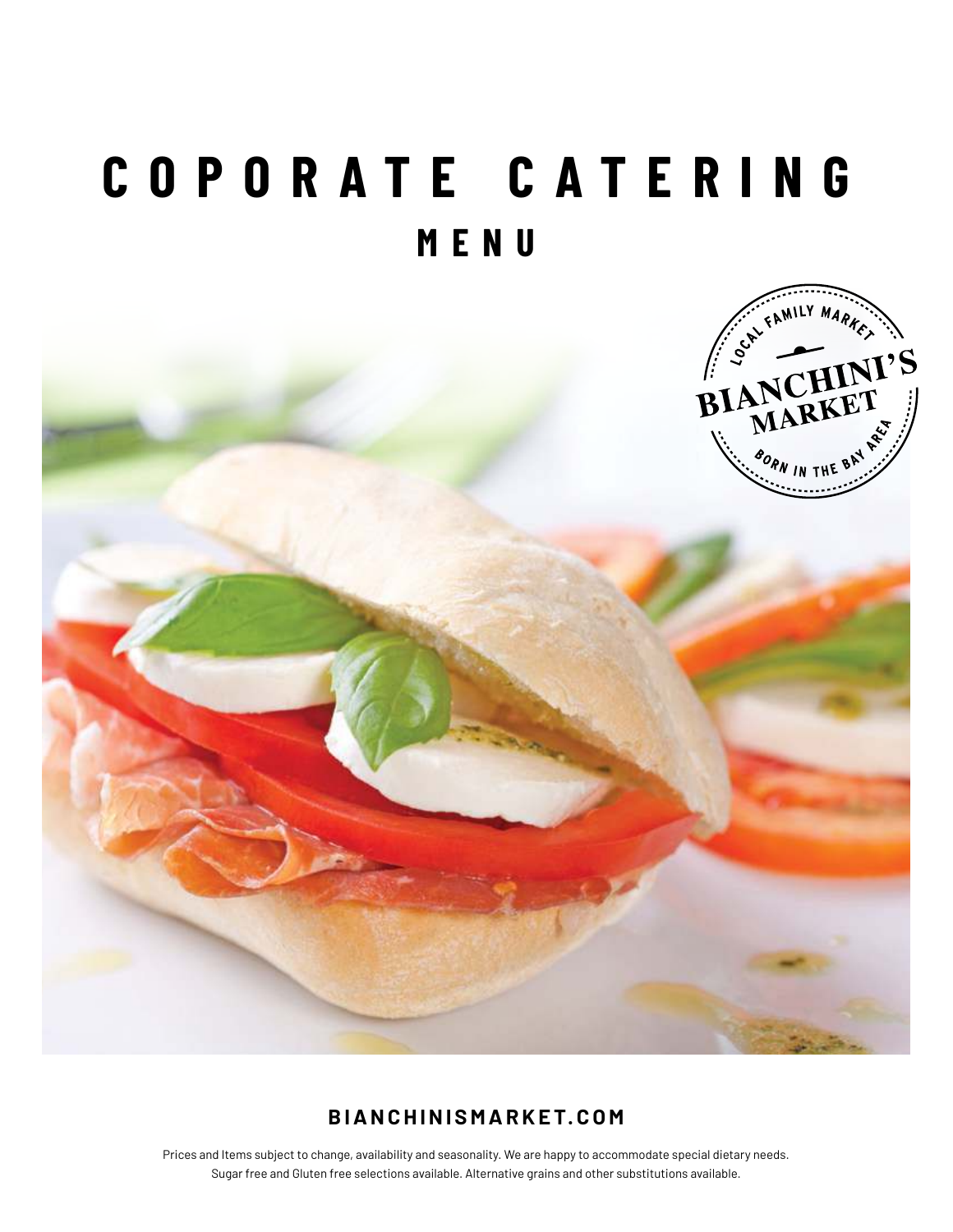# COPORATE CATERING

## MENU

LOCAL FAMILY MARKET
BIANCHINI'S MARKET
BORN IN THE BAY AREA

**BIANCHINISMARKET.COM**

Prices and Items subject to change, availability and seasonality. We are happy to accommodate special dietary needs. Sugar free and Gluten free selections available. Alternative grains and other substitutions available.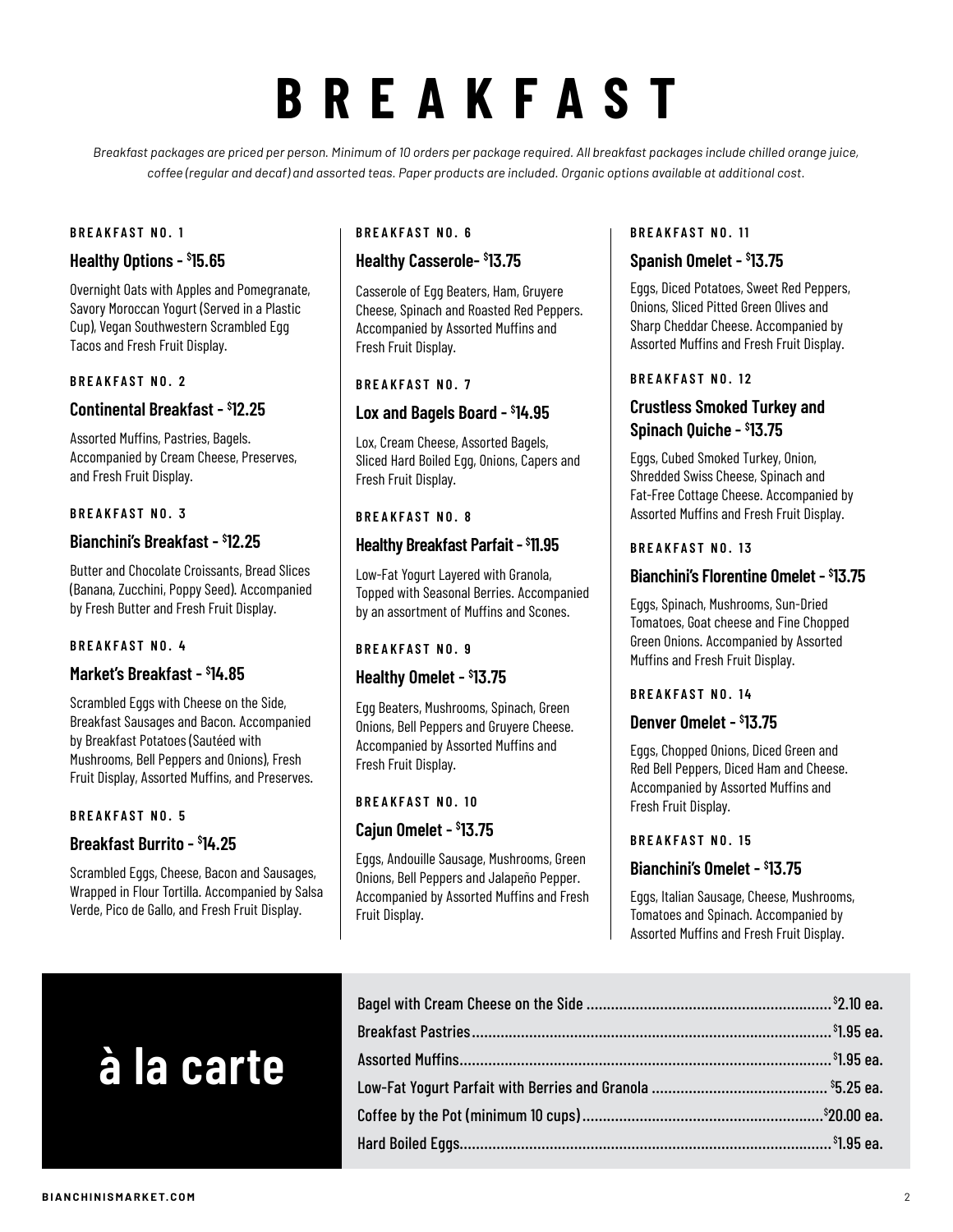# BREAKFAST

*Breakfast packages are priced per person. Minimum of 10 orders per package required. All breakfast packages include chilled orange juice, coffee (regular and decaf) and assorted teas. Paper products are included. Organic options available at additional cost.*

#### BREAKFAST NO. 1

### Healthy Options - $15.65

Overnight Oats with Apples and Pomegranate, Savory Moroccan Yogurt (Served in a Plastic Cup), Vegan Southwestern Scrambled Egg Tacos and Fresh Fruit Display.

#### BREAKFAST NO. 2

### Continental Breakfast - $12.25

Assorted Muffins, Pastries, Bagels. Accompanied by Cream Cheese, Preserves, and Fresh Fruit Display.

#### BREAKFAST NO. 3

### Bianchini's Breakfast - $12.25

Butter and Chocolate Croissants, Bread Slices (Banana, Zucchini, Poppy Seed). Accompanied by Fresh Butter and Fresh Fruit Display.

#### BREAKFAST NO. 4

### Market's Breakfast - $14.85

Scrambled Eggs with Cheese on the Side, Breakfast Sausages and Bacon. Accompanied by Breakfast Potatoes (Sautéed with Mushrooms, Bell Peppers and Onions), Fresh Fruit Display, Assorted Muffins, and Preserves.

#### BREAKFAST NO. 5

### Breakfast Burrito - $14.25

Scrambled Eggs, Cheese, Bacon and Sausages, Wrapped in Flour Tortilla. Accompanied by Salsa Verde, Pico de Gallo, and Fresh Fruit Display.

#### BREAKFAST NO. 6

### Healthy Casserole- $13.75

Casserole of Egg Beaters, Ham, Gruyere Cheese, Spinach and Roasted Red Peppers. Accompanied by Assorted Muffins and Fresh Fruit Display.

#### BREAKFAST NO. 7

### Lox and Bagels Board - $14.95

Lox, Cream Cheese, Assorted Bagels, Sliced Hard Boiled Egg, Onions, Capers and Fresh Fruit Display.

#### BREAKFAST NO. 8

### Healthy Breakfast Parfait - $11.95

Low-Fat Yogurt Layered with Granola, Topped with Seasonal Berries. Accompanied by an assortment of Muffins and Scones.

#### BREAKFAST NO. 9

### Healthy Omelet - $13.75

Egg Beaters, Mushrooms, Spinach, Green Onions, Bell Peppers and Gruyere Cheese. Accompanied by Assorted Muffins and Fresh Fruit Display.

#### BREAKFAST NO. 10

### Cajun Omelet - $13.75

Eggs, Andouille Sausage, Mushrooms, Green Onions, Bell Peppers and Jalapeño Pepper. Accompanied by Assorted Muffins and Fresh Fruit Display.

#### BREAKFAST NO. 11

### Spanish Omelet - $13.75

Eggs, Diced Potatoes, Sweet Red Peppers, Onions, Sliced Pitted Green Olives and Sharp Cheddar Cheese. Accompanied by Assorted Muffins and Fresh Fruit Display.

#### BREAKFAST NO. 12

### Crustless Smoked Turkey and Spinach Quiche - $13.75

Eggs, Cubed Smoked Turkey, Onion, Shredded Swiss Cheese, Spinach and Fat-Free Cottage Cheese. Accompanied by Assorted Muffins and Fresh Fruit Display.

#### BREAKFAST NO. 13

### Bianchini's Florentine Omelet - $13.75

Eggs, Spinach, Mushrooms, Sun-Dried Tomatoes, Goat cheese and Fine Chopped Green Onions. Accompanied by Assorted Muffins and Fresh Fruit Display.

#### BREAKFAST NO. 14

### Denver Omelet - $13.75

Eggs, Chopped Onions, Diced Green and Red Bell Peppers, Diced Ham and Cheese. Accompanied by Assorted Muffins and Fresh Fruit Display.

#### BREAKFAST NO. 15

### Bianchini's Omelet - $13.75

Eggs, Italian Sausage, Cheese, Mushrooms, Tomatoes and Spinach. Accompanied by Assorted Muffins and Fresh Fruit Display.

## à la carte

| Item | Price |
|---|---|
| Bagel with Cream Cheese on the Side | $2.10 ea. |
| Breakfast Pastries | $1.95 ea. |
| Assorted Muffins | $1.95 ea. |
| Low-Fat Yogurt Parfait with Berries and Granola | $5.25 ea. |
| Coffee by the Pot (minimum 10 cups) | $20.00 ea. |
| Hard Boiled Eggs | $1.95 ea. |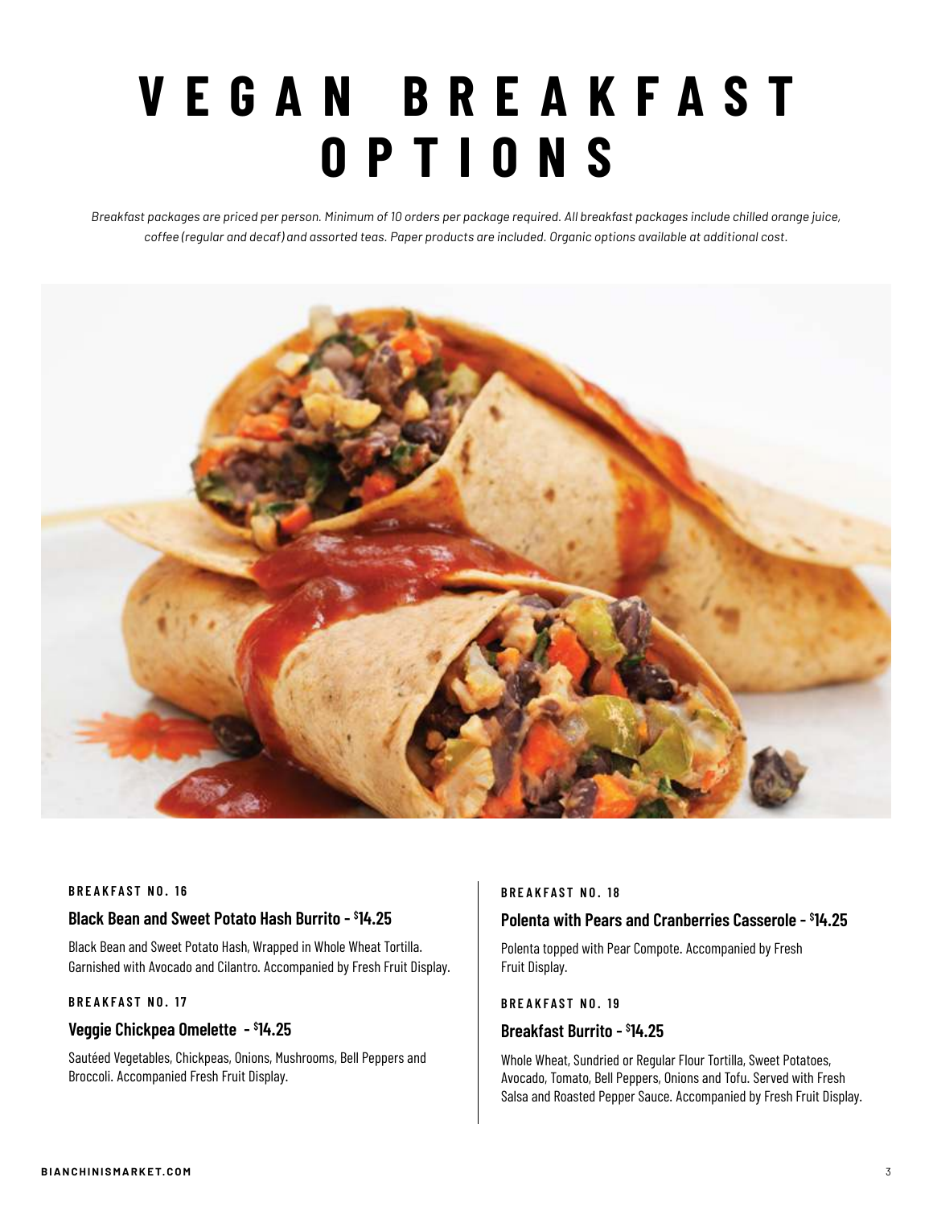# VEGAN BREAKFAST OPTIONS

*Breakfast packages are priced per person. Minimum of 10 orders per package required. All breakfast packages include chilled orange juice, coffee (regular and decaf) and assorted teas. Paper products are included. Organic options available at additional cost.*

**BREAKFAST NO. 16**

### Black Bean and Sweet Potato Hash Burrito - $14.25

Black Bean and Sweet Potato Hash, Wrapped in Whole Wheat Tortilla. Garnished with Avocado and Cilantro. Accompanied by Fresh Fruit Display.

**BREAKFAST NO. 17**

### Veggie Chickpea Omelette - $14.25

Sautéed Vegetables, Chickpeas, Onions, Mushrooms, Bell Peppers and Broccoli. Accompanied Fresh Fruit Display.

**BREAKFAST NO. 18**

### Polenta with Pears and Cranberries Casserole - $14.25

Polenta topped with Pear Compote. Accompanied by Fresh Fruit Display.

**BREAKFAST NO. 19**

### Breakfast Burrito - $14.25

Whole Wheat, Sundried or Regular Flour Tortilla, Sweet Potatoes, Avocado, Tomato, Bell Peppers, Onions and Tofu. Served with Fresh Salsa and Roasted Pepper Sauce. Accompanied by Fresh Fruit Display.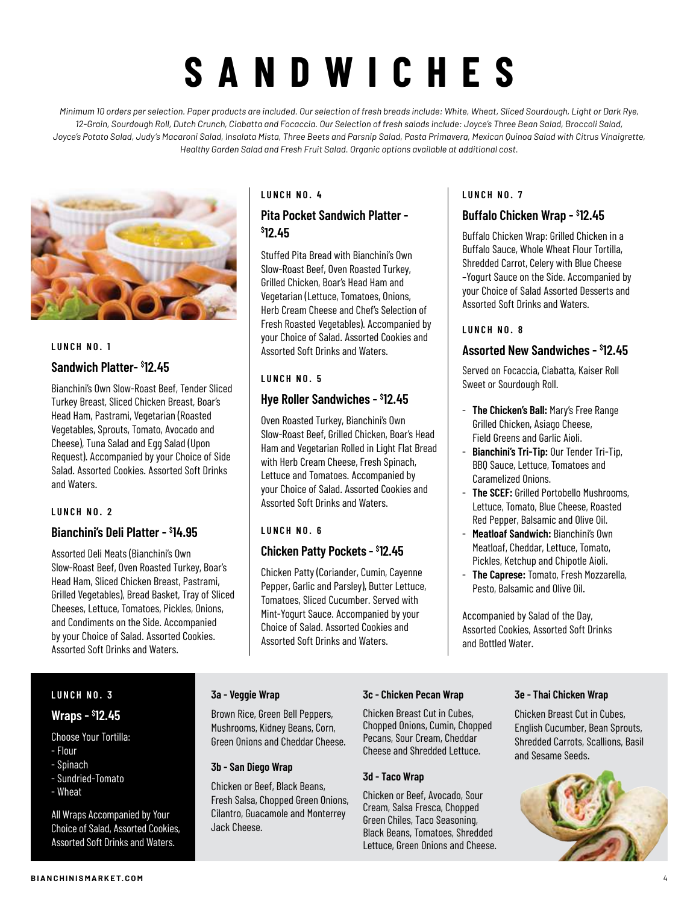# SANDWICHES

*Minimum 10 orders per selection. Paper products are included. Our selection of fresh breads include: White, Wheat, Sliced Sourdough, Light or Dark Rye, 12-Grain, Sourdough Roll, Dutch Crunch, Ciabatta and Focaccia. Our Selection of fresh salads include: Joyce's Three Bean Salad, Broccoli Salad, Joyce's Potato Salad, Judy's Macaroni Salad, Insalata Mista, Three Beets and Parsnip Salad, Pasta Primavera, Mexican Quinoa Salad with Citrus Vinaigrette, Healthy Garden Salad and Fresh Fruit Salad. Organic options available at additional cost.*

**LUNCH NO. 1**

### Sandwich Platter- $12.45

Bianchini's Own Slow-Roast Beef, Tender Sliced Turkey Breast, Sliced Chicken Breast, Boar's Head Ham, Pastrami, Vegetarian (Roasted Vegetables, Sprouts, Tomato, Avocado and Cheese), Tuna Salad and Egg Salad (Upon Request). Accompanied by your Choice of Side Salad. Assorted Cookies. Assorted Soft Drinks and Waters.

**LUNCH NO. 2**

### Bianchini's Deli Platter - $14.95

Assorted Deli Meats (Bianchini's Own Slow-Roast Beef, Oven Roasted Turkey, Boar's Head Ham, Sliced Chicken Breast, Pastrami, Grilled Vegetables), Bread Basket, Tray of Sliced Cheeses, Lettuce, Tomatoes, Pickles, Onions, and Condiments on the Side. Accompanied by your Choice of Salad. Assorted Cookies. Assorted Soft Drinks and Waters.

**LUNCH NO. 4**

### Pita Pocket Sandwich Platter - $12.45

Stuffed Pita Bread with Bianchini's Own Slow-Roast Beef, Oven Roasted Turkey, Grilled Chicken, Boar's Head Ham and Vegetarian (Lettuce, Tomatoes, Onions, Herb Cream Cheese and Chef's Selection of Fresh Roasted Vegetables). Accompanied by your Choice of Salad. Assorted Cookies and Assorted Soft Drinks and Waters.

**LUNCH NO. 5**

### Hye Roller Sandwiches - $12.45

Oven Roasted Turkey, Bianchini's Own Slow-Roast Beef, Grilled Chicken, Boar's Head Ham and Vegetarian Rolled in Light Flat Bread with Herb Cream Cheese, Fresh Spinach, Lettuce and Tomatoes. Accompanied by your Choice of Salad. Assorted Cookies and Assorted Soft Drinks and Waters.

**LUNCH NO. 6**

### Chicken Patty Pockets - $12.45

Chicken Patty (Coriander, Cumin, Cayenne Pepper, Garlic and Parsley), Butter Lettuce, Tomatoes, Sliced Cucumber. Served with Mint-Yogurt Sauce. Accompanied by your Choice of Salad. Assorted Cookies and Assorted Soft Drinks and Waters.

**LUNCH NO. 7**

### Buffalo Chicken Wrap - $12.45

Buffalo Chicken Wrap: Grilled Chicken in a Buffalo Sauce, Whole Wheat Flour Tortilla, Shredded Carrot, Celery with Blue Cheese –Yogurt Sauce on the Side. Accompanied by your Choice of Salad Assorted Desserts and Assorted Soft Drinks and Waters.

**LUNCH NO. 8**

### Assorted New Sandwiches - $12.45

Served on Focaccia, Ciabatta, Kaiser Roll Sweet or Sourdough Roll.

- **The Chicken's Ball:** Mary's Free Range Grilled Chicken, Asiago Cheese, Field Greens and Garlic Aioli.
- **Bianchini's Tri-Tip:** Our Tender Tri-Tip, BBQ Sauce, Lettuce, Tomatoes and Caramelized Onions.
- **The SCEF:** Grilled Portobello Mushrooms, Lettuce, Tomato, Blue Cheese, Roasted Red Pepper, Balsamic and Olive Oil.
- **Meatloaf Sandwich:** Bianchini's Own Meatloaf, Cheddar, Lettuce, Tomato, Pickles, Ketchup and Chipotle Aioli.
- **The Caprese:** Tomato, Fresh Mozzarella, Pesto, Balsamic and Olive Oil.

Accompanied by Salad of the Day, Assorted Cookies, Assorted Soft Drinks and Bottled Water.

**LUNCH NO. 3**

### Wraps - $12.45

Choose Your Tortilla:

- Flour
- Spinach
- Sundried-Tomato
- Wheat

All Wraps Accompanied by Your Choice of Salad, Assorted Cookies, Assorted Soft Drinks and Waters.

#### 3a - Veggie Wrap

Brown Rice, Green Bell Peppers, Mushrooms, Kidney Beans, Corn, Green Onions and Cheddar Cheese.

#### 3b - San Diego Wrap

Chicken or Beef, Black Beans, Fresh Salsa, Chopped Green Onions, Cilantro, Guacamole and Monterrey Jack Cheese.

#### 3c - Chicken Pecan Wrap

Chicken Breast Cut in Cubes, Chopped Onions, Cumin, Chopped Pecans, Sour Cream, Cheddar Cheese and Shredded Lettuce.

#### 3d - Taco Wrap

Chicken or Beef, Avocado, Sour Cream, Salsa Fresca, Chopped Green Chiles, Taco Seasoning, Black Beans, Tomatoes, Shredded Lettuce, Green Onions and Cheese.

#### 3e - Thai Chicken Wrap

Chicken Breast Cut in Cubes, English Cucumber, Bean Sprouts, Shredded Carrots, Scallions, Basil and Sesame Seeds.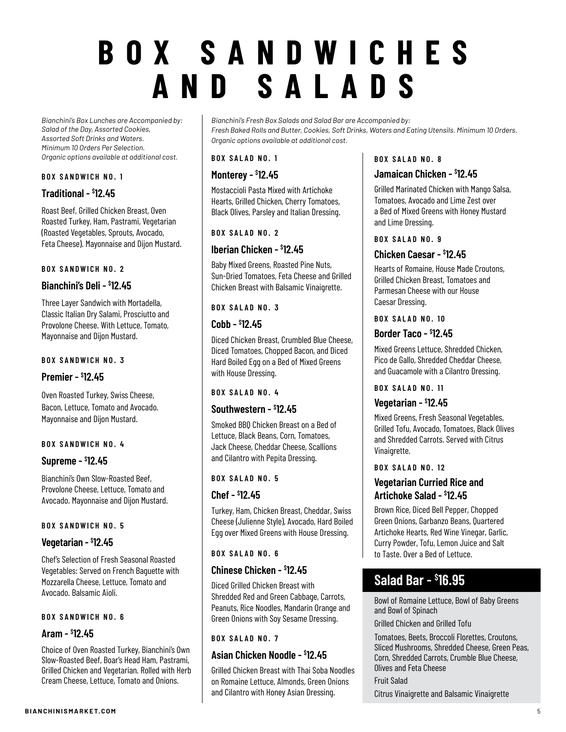# BOX SANDWICHES AND SALADS

*Bianchini's Box Lunches are Accompanied by: Salad of the Day, Assorted Cookies, Assorted Soft Drinks and Waters. Minimum 10 Orders Per Selection. Organic options available at additional cost.*

#### BOX SANDWICH NO. 1

### Traditional - $12.45

Roast Beef, Grilled Chicken Breast, Oven Roasted Turkey, Ham, Pastrami, Vegetarian (Roasted Vegetables, Sprouts, Avocado, Feta Cheese). Mayonnaise and Dijon Mustard.

#### BOX SANDWICH NO. 2

### Bianchini's Deli - $12.45

Three Layer Sandwich with Mortadella, Classic Italian Dry Salami, Prosciutto and Provolone Cheese. With Lettuce, Tomato, Mayonnaise and Dijon Mustard.

#### BOX SANDWICH NO. 3

### Premier - $12.45

Oven Roasted Turkey, Swiss Cheese, Bacon, Lettuce, Tomato and Avocado. Mayonnaise and Dijon Mustard.

#### BOX SANDWICH NO. 4

### Supreme - $12.45

Bianchini's Own Slow-Roasted Beef, Provolone Cheese, Lettuce, Tomato and Avocado. Mayonnaise and Dijon Mustard.

#### BOX SANDWICH NO. 5

### Vegetarian - $12.45

Chef's Selection of Fresh Seasonal Roasted Vegetables: Served on French Baguette with Mozzarella Cheese, Lettuce, Tomato and Avocado. Balsamic Aioli.

#### BOX SANDWICH NO. 6

### Aram - $12.45

Choice of Oven Roasted Turkey, Bianchini's Own Slow-Roasted Beef, Boar's Head Ham, Pastrami, Grilled Chicken and Vegetarian. Rolled with Herb Cream Cheese, Lettuce, Tomato and Onions.

*Bianchini's Fresh Box Salads and Salad Bar are Accompanied by: Fresh Baked Rolls and Butter, Cookies, Soft Drinks, Waters and Eating Utensils. Minimum 10 Orders. Organic options available at additional cost.*

#### BOX SALAD NO. 1

### Monterey - $12.45

Mostaccioli Pasta Mixed with Artichoke Hearts, Grilled Chicken, Cherry Tomatoes, Black Olives, Parsley and Italian Dressing.

#### BOX SALAD NO. 2

### Iberian Chicken - $12.45

Baby Mixed Greens, Roasted Pine Nuts, Sun-Dried Tomatoes, Feta Cheese and Grilled Chicken Breast with Balsamic Vinaigrette.

#### BOX SALAD NO. 3

### Cobb - $12.45

Diced Chicken Breast, Crumbled Blue Cheese, Diced Tomatoes, Chopped Bacon, and Diced Hard Boiled Egg on a Bed of Mixed Greens with House Dressing.

#### BOX SALAD NO. 4

### Southwestern - $12.45

Smoked BBQ Chicken Breast on a Bed of Lettuce, Black Beans, Corn, Tomatoes, Jack Cheese, Cheddar Cheese, Scallions and Cilantro with Pepita Dressing.

#### BOX SALAD NO. 5

### Chef - $12.45

Turkey, Ham, Chicken Breast, Cheddar, Swiss Cheese (Julienne Style), Avocado, Hard Boiled Egg over Mixed Greens with House Dressing.

#### BOX SALAD NO. 6

### Chinese Chicken - $12.45

Diced Grilled Chicken Breast with Shredded Red and Green Cabbage, Carrots, Peanuts, Rice Noodles, Mandarin Orange and Green Onions with Soy Sesame Dressing.

#### BOX SALAD NO. 7

### Asian Chicken Noodle - $12.45

Grilled Chicken Breast with Thai Soba Noodles on Romaine Lettuce, Almonds, Green Onions and Cilantro with Honey Asian Dressing.

#### BOX SALAD NO. 8

### Jamaican Chicken - $12.45

Grilled Marinated Chicken with Mango Salsa, Tomatoes, Avocado and Lime Zest over a Bed of Mixed Greens with Honey Mustard and Lime Dressing.

#### BOX SALAD NO. 9

### Chicken Caesar - $12.45

Hearts of Romaine, House Made Croutons, Grilled Chicken Breast, Tomatoes and Parmesan Cheese with our House Caesar Dressing.

#### BOX SALAD NO. 10

### Border Taco - $12.45

Mixed Greens Lettuce, Shredded Chicken, Pico de Gallo, Shredded Cheddar Cheese, and Guacamole with a Cilantro Dressing.

#### BOX SALAD NO. 11

### Vegetarian - $12.45

Mixed Greens, Fresh Seasonal Vegetables, Grilled Tofu, Avocado, Tomatoes, Black Olives and Shredded Carrots. Served with Citrus Vinaigrette.

#### BOX SALAD NO. 12

### Vegetarian Curried Rice and Artichoke Salad - $12.45

Brown Rice, Diced Bell Pepper, Chopped Green Onions, Garbanzo Beans, Quartered Artichoke Hearts, Red Wine Vinegar, Garlic, Curry Powder, Tofu, Lemon Juice and Salt to Taste. Over a Bed of Lettuce.

## Salad Bar - $16.95

Bowl of Romaine Lettuce, Bowl of Baby Greens and Bowl of Spinach

Grilled Chicken and Grilled Tofu

Tomatoes, Beets, Broccoli Florettes, Croutons, Sliced Mushrooms, Shredded Cheese, Green Peas, Corn, Shredded Carrots, Crumble Blue Cheese, Olives and Feta Cheese

Fruit Salad

Citrus Vinaigrette and Balsamic Vinaigrette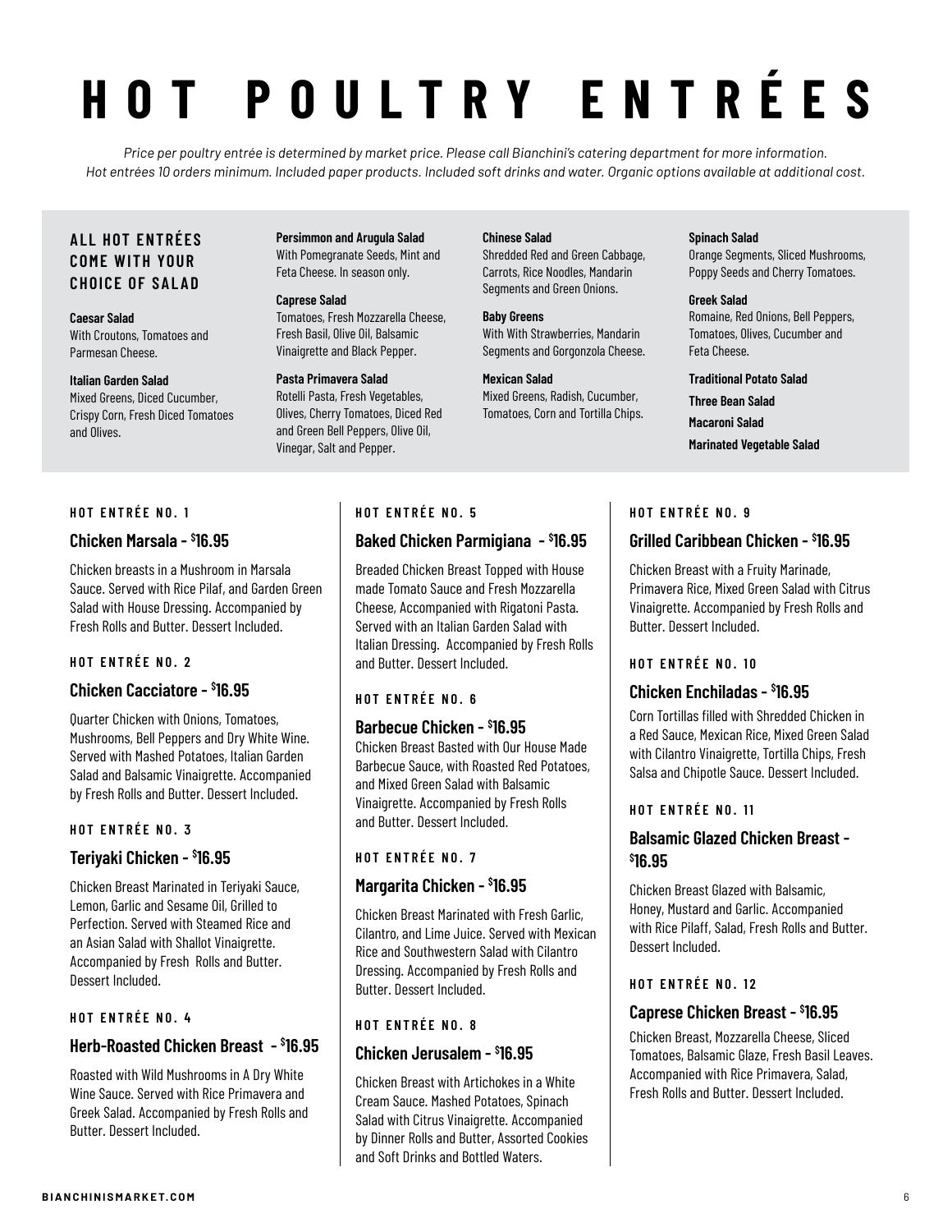# HOT POULTRY ENTRÉES

*Price per poultry entrée is determined by market price. Please call Bianchini's catering department for more information. Hot entrées 10 orders minimum. Included paper products. Included soft drinks and water. Organic options available at additional cost.*

## ALL HOT ENTRÉES COME WITH YOUR CHOICE OF SALAD

**Caesar Salad**
With Croutons, Tomatoes and Parmesan Cheese.

**Italian Garden Salad**
Mixed Greens, Diced Cucumber, Crispy Corn, Fresh Diced Tomatoes and Olives.

**Persimmon and Arugula Salad**
With Pomegranate Seeds, Mint and Feta Cheese. In season only.

**Caprese Salad**
Tomatoes, Fresh Mozzarella Cheese, Fresh Basil, Olive Oil, Balsamic Vinaigrette and Black Pepper.

**Pasta Primavera Salad**
Rotelli Pasta, Fresh Vegetables, Olives, Cherry Tomatoes, Diced Red and Green Bell Peppers, Olive Oil, Vinegar, Salt and Pepper.

**Chinese Salad**
Shredded Red and Green Cabbage, Carrots, Rice Noodles, Mandarin Segments and Green Onions.

**Baby Greens**
With With Strawberries, Mandarin Segments and Gorgonzola Cheese.

**Mexican Salad**
Mixed Greens, Radish, Cucumber, Tomatoes, Corn and Tortilla Chips.

**Spinach Salad**
Orange Segments, Sliced Mushrooms, Poppy Seeds and Cherry Tomatoes.

**Greek Salad**
Romaine, Red Onions, Bell Peppers, Tomatoes, Olives, Cucumber and Feta Cheese.

**Traditional Potato Salad**

**Three Bean Salad**

**Macaroni Salad**

**Marinated Vegetable Salad**

**HOT ENTRÉE NO. 1**

### Chicken Marsala - $16.95

Chicken breasts in a Mushroom in Marsala Sauce. Served with Rice Pilaf, and Garden Green Salad with House Dressing. Accompanied by Fresh Rolls and Butter. Dessert Included.

**HOT ENTRÉE NO. 2**

### Chicken Cacciatore - $16.95

Quarter Chicken with Onions, Tomatoes, Mushrooms, Bell Peppers and Dry White Wine. Served with Mashed Potatoes, Italian Garden Salad and Balsamic Vinaigrette. Accompanied by Fresh Rolls and Butter. Dessert Included.

**HOT ENTRÉE NO. 3**

### Teriyaki Chicken - $16.95

Chicken Breast Marinated in Teriyaki Sauce, Lemon, Garlic and Sesame Oil, Grilled to Perfection. Served with Steamed Rice and an Asian Salad with Shallot Vinaigrette. Accompanied by Fresh Rolls and Butter. Dessert Included.

**HOT ENTRÉE NO. 4**

### Herb-Roasted Chicken Breast - $16.95

Roasted with Wild Mushrooms in A Dry White Wine Sauce. Served with Rice Primavera and Greek Salad. Accompanied by Fresh Rolls and Butter. Dessert Included.

**HOT ENTRÉE NO. 5**

### Baked Chicken Parmigiana - $16.95

Breaded Chicken Breast Topped with House made Tomato Sauce and Fresh Mozzarella Cheese, Accompanied with Rigatoni Pasta. Served with an Italian Garden Salad with Italian Dressing. Accompanied by Fresh Rolls and Butter. Dessert Included.

**HOT ENTRÉE NO. 6**

### Barbecue Chicken - $16.95

Chicken Breast Basted with Our House Made Barbecue Sauce, with Roasted Red Potatoes, and Mixed Green Salad with Balsamic Vinaigrette. Accompanied by Fresh Rolls and Butter. Dessert Included.

**HOT ENTRÉE NO. 7**

### Margarita Chicken - $16.95

Chicken Breast Marinated with Fresh Garlic, Cilantro, and Lime Juice. Served with Mexican Rice and Southwestern Salad with Cilantro Dressing. Accompanied by Fresh Rolls and Butter. Dessert Included.

**HOT ENTRÉE NO. 8**

### Chicken Jerusalem - $16.95

Chicken Breast with Artichokes in a White Cream Sauce. Mashed Potatoes, Spinach Salad with Citrus Vinaigrette. Accompanied by Dinner Rolls and Butter, Assorted Cookies and Soft Drinks and Bottled Waters.

**HOT ENTRÉE NO. 9**

### Grilled Caribbean Chicken - $16.95

Chicken Breast with a Fruity Marinade, Primavera Rice, Mixed Green Salad with Citrus Vinaigrette. Accompanied by Fresh Rolls and Butter. Dessert Included.

**HOT ENTRÉE NO. 10**

### Chicken Enchiladas - $16.95

Corn Tortillas filled with Shredded Chicken in a Red Sauce, Mexican Rice, Mixed Green Salad with Cilantro Vinaigrette, Tortilla Chips, Fresh Salsa and Chipotle Sauce. Dessert Included.

**HOT ENTRÉE NO. 11**

### Balsamic Glazed Chicken Breast - $16.95

Chicken Breast Glazed with Balsamic, Honey, Mustard and Garlic. Accompanied with Rice Pilaff, Salad, Fresh Rolls and Butter. Dessert Included.

**HOT ENTRÉE NO. 12**

### Caprese Chicken Breast - $16.95

Chicken Breast, Mozzarella Cheese, Sliced Tomatoes, Balsamic Glaze, Fresh Basil Leaves. Accompanied with Rice Primavera, Salad, Fresh Rolls and Butter. Dessert Included.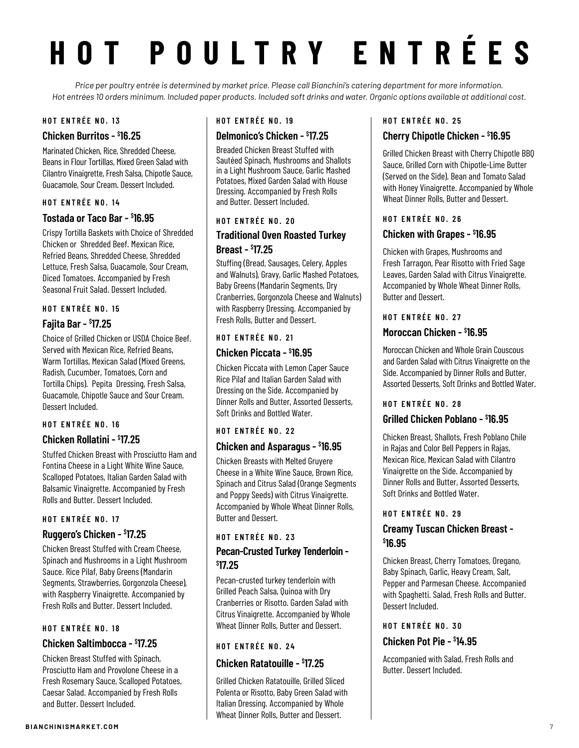# HOT POULTRY ENTRÉES

*Price per poultry entrée is determined by market price. Please call Bianchini's catering department for more information.*
*Hot entrées 10 orders minimum. Included paper products. Included soft drinks and water. Organic options available at additional cost.*

#### HOT ENTRÉE NO. 13

### Chicken Burritos - $16.25

Marinated Chicken, Rice, Shredded Cheese, Beans in Flour Tortillas, Mixed Green Salad with Cilantro Vinaigrette, Fresh Salsa, Chipotle Sauce, Guacamole, Sour Cream. Dessert Included.

#### HOT ENTRÉE NO. 14

### Tostada or Taco Bar - $16.95

Crispy Tortilla Baskets with Choice of Shredded Chicken or Shredded Beef. Mexican Rice, Refried Beans, Shredded Cheese, Shredded Lettuce, Fresh Salsa, Guacamole, Sour Cream, Diced Tomatoes. Accompanied by Fresh Seasonal Fruit Salad. Dessert Included.

#### HOT ENTRÉE NO. 15

### Fajita Bar - $17.25

Choice of Grilled Chicken or USDA Choice Beef. Served with Mexican Rice, Refried Beans, Warm Tortillas, Mexican Salad (Mixed Greens, Radish, Cucumber, Tomatoes, Corn and Tortilla Chips). Pepita Dressing, Fresh Salsa, Guacamole, Chipotle Sauce and Sour Cream. Dessert Included.

#### HOT ENTRÉE NO. 16

### Chicken Rollatini - $17.25

Stuffed Chicken Breast with Prosciutto Ham and Fontina Cheese in a Light White Wine Sauce, Scalloped Potatoes, Italian Garden Salad with Balsamic Vinaigrette. Accompanied by Fresh Rolls and Butter. Dessert Included.

#### HOT ENTRÉE NO. 17

### Ruggero's Chicken - $17.25

Chicken Breast Stuffed with Cream Cheese, Spinach and Mushrooms in a Light Mushroom Sauce. Rice Pilaf, Baby Greens (Mandarin Segments, Strawberries, Gorgonzola Cheese), with Raspberry Vinaigrette. Accompanied by Fresh Rolls and Butter. Dessert Included.

#### HOT ENTRÉE NO. 18

### Chicken Saltimbocca - $17.25

Chicken Breast Stuffed with Spinach, Prosciutto Ham and Provolone Cheese in a Fresh Rosemary Sauce, Scalloped Potatoes, Caesar Salad. Accompanied by Fresh Rolls and Butter. Dessert Included.

#### HOT ENTRÉE NO. 19

### Delmonico's Chicken - $17.25

Breaded Chicken Breast Stuffed with Sautéed Spinach, Mushrooms and Shallots in a Light Mushroom Sauce, Garlic Mashed Potatoes, Mixed Garden Salad with House Dressing. Accompanied by Fresh Rolls and Butter. Dessert Included.

#### HOT ENTRÉE NO. 20

### Traditional Oven Roasted Turkey Breast - $17.25

Stuffing (Bread, Sausages, Celery, Apples and Walnuts), Gravy, Garlic Mashed Potatoes, Baby Greens (Mandarin Segments, Dry Cranberries, Gorgonzola Cheese and Walnuts) with Raspberry Dressing. Accompanied by Fresh Rolls, Butter and Dessert.

#### HOT ENTRÉE NO. 21

### Chicken Piccata - $16.95

Chicken Piccata with Lemon Caper Sauce Rice Pilaf and Italian Garden Salad with Dressing on the Side. Accompanied by Dinner Rolls and Butter, Assorted Desserts, Soft Drinks and Bottled Water.

#### HOT ENTRÉE NO. 22

### Chicken and Asparagus - $16.95

Chicken Breasts with Melted Gruyere Cheese in a White Wine Sauce, Brown Rice, Spinach and Citrus Salad (Orange Segments and Poppy Seeds) with Citrus Vinaigrette. Accompanied by Whole Wheat Dinner Rolls, Butter and Dessert.

#### HOT ENTRÉE NO. 23

### Pecan-Crusted Turkey Tenderloin - $17.25

Pecan-crusted turkey tenderloin with Grilled Peach Salsa, Quinoa with Dry Cranberries or Risotto. Garden Salad with Citrus Vinaigrette. Accompanied by Whole Wheat Dinner Rolls, Butter and Dessert.

#### HOT ENTRÉE NO. 24

### Chicken Ratatouille - $17.25

Grilled Chicken Ratatouille, Grilled Sliced Polenta or Risotto, Baby Green Salad with Italian Dressing. Accompanied by Whole Wheat Dinner Rolls, Butter and Dessert.

#### HOT ENTRÉE NO. 25

### Cherry Chipotle Chicken - $16.95

Grilled Chicken Breast with Cherry Chipotle BBQ Sauce, Grilled Corn with Chipotle-Lime Butter (Served on the Side). Bean and Tomato Salad with Honey Vinaigrette. Accompanied by Whole Wheat Dinner Rolls, Butter and Dessert.

#### HOT ENTRÉE NO. 26

### Chicken with Grapes - $16.95

Chicken with Grapes, Mushrooms and Fresh Tarragon, Pear Risotto with Fried Sage Leaves, Garden Salad with Citrus Vinaigrette. Accompanied by Whole Wheat Dinner Rolls, Butter and Dessert.

#### HOT ENTRÉE NO. 27

### Moroccan Chicken - $16.95

Moroccan Chicken and Whole Grain Couscous and Garden Salad with Citrus Vinaigrette on the Side. Accompanied by Dinner Rolls and Butter, Assorted Desserts, Soft Drinks and Bottled Water.

#### HOT ENTRÉE NO. 28

### Grilled Chicken Poblano - $16.95

Chicken Breast, Shallots, Fresh Poblano Chile in Rajas and Color Bell Peppers in Rajas, Mexican Rice, Mexican Salad with Cilantro Vinaigrette on the Side. Accompanied by Dinner Rolls and Butter, Assorted Desserts, Soft Drinks and Bottled Water.

#### HOT ENTRÉE NO. 29

### Creamy Tuscan Chicken Breast - $16.95

Chicken Breast, Cherry Tomatoes, Oregano, Baby Spinach, Garlic, Heavy Cream, Salt, Pepper and Parmesan Cheese. Accompanied with Spaghetti. Salad, Fresh Rolls and Butter. Dessert Included.

#### HOT ENTRÉE NO. 30

### Chicken Pot Pie - $14.95

Accompanied with Salad, Fresh Rolls and Butter. Dessert Included.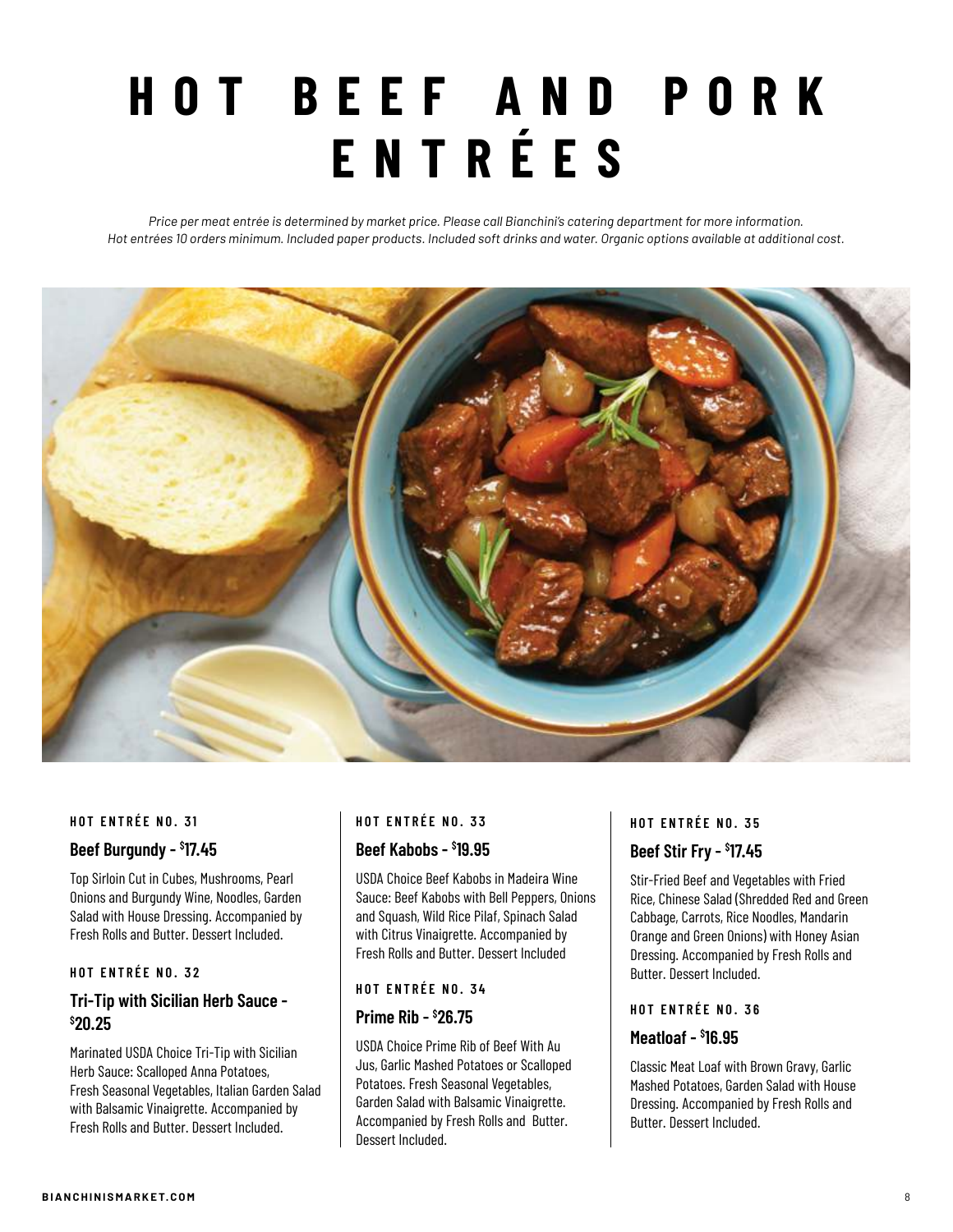# HOT BEEF AND PORK ENTRÉES

*Price per meat entrée is determined by market price. Please call Bianchini's catering department for more information.*
*Hot entrées 10 orders minimum. Included paper products. Included soft drinks and water. Organic options available at additional cost.*

#### HOT ENTRÉE NO. 31

### Beef Burgundy - $17.45

Top Sirloin Cut in Cubes, Mushrooms, Pearl Onions and Burgundy Wine, Noodles, Garden Salad with House Dressing. Accompanied by Fresh Rolls and Butter. Dessert Included.

#### HOT ENTRÉE NO. 32

### Tri-Tip with Sicilian Herb Sauce - $20.25

Marinated USDA Choice Tri-Tip with Sicilian Herb Sauce: Scalloped Anna Potatoes, Fresh Seasonal Vegetables, Italian Garden Salad with Balsamic Vinaigrette. Accompanied by Fresh Rolls and Butter. Dessert Included.

#### HOT ENTRÉE NO. 33

### Beef Kabobs - $19.95

USDA Choice Beef Kabobs in Madeira Wine Sauce: Beef Kabobs with Bell Peppers, Onions and Squash, Wild Rice Pilaf, Spinach Salad with Citrus Vinaigrette. Accompanied by Fresh Rolls and Butter. Dessert Included

#### HOT ENTRÉE NO. 34

### Prime Rib - $26.75

USDA Choice Prime Rib of Beef With Au Jus, Garlic Mashed Potatoes or Scalloped Potatoes. Fresh Seasonal Vegetables, Garden Salad with Balsamic Vinaigrette. Accompanied by Fresh Rolls and Butter. Dessert Included.

#### HOT ENTRÉE NO. 35

### Beef Stir Fry - $17.45

Stir-Fried Beef and Vegetables with Fried Rice, Chinese Salad (Shredded Red and Green Cabbage, Carrots, Rice Noodles, Mandarin Orange and Green Onions) with Honey Asian Dressing. Accompanied by Fresh Rolls and Butter. Dessert Included.

#### HOT ENTRÉE NO. 36

### Meatloaf - $16.95

Classic Meat Loaf with Brown Gravy, Garlic Mashed Potatoes, Garden Salad with House Dressing. Accompanied by Fresh Rolls and Butter. Dessert Included.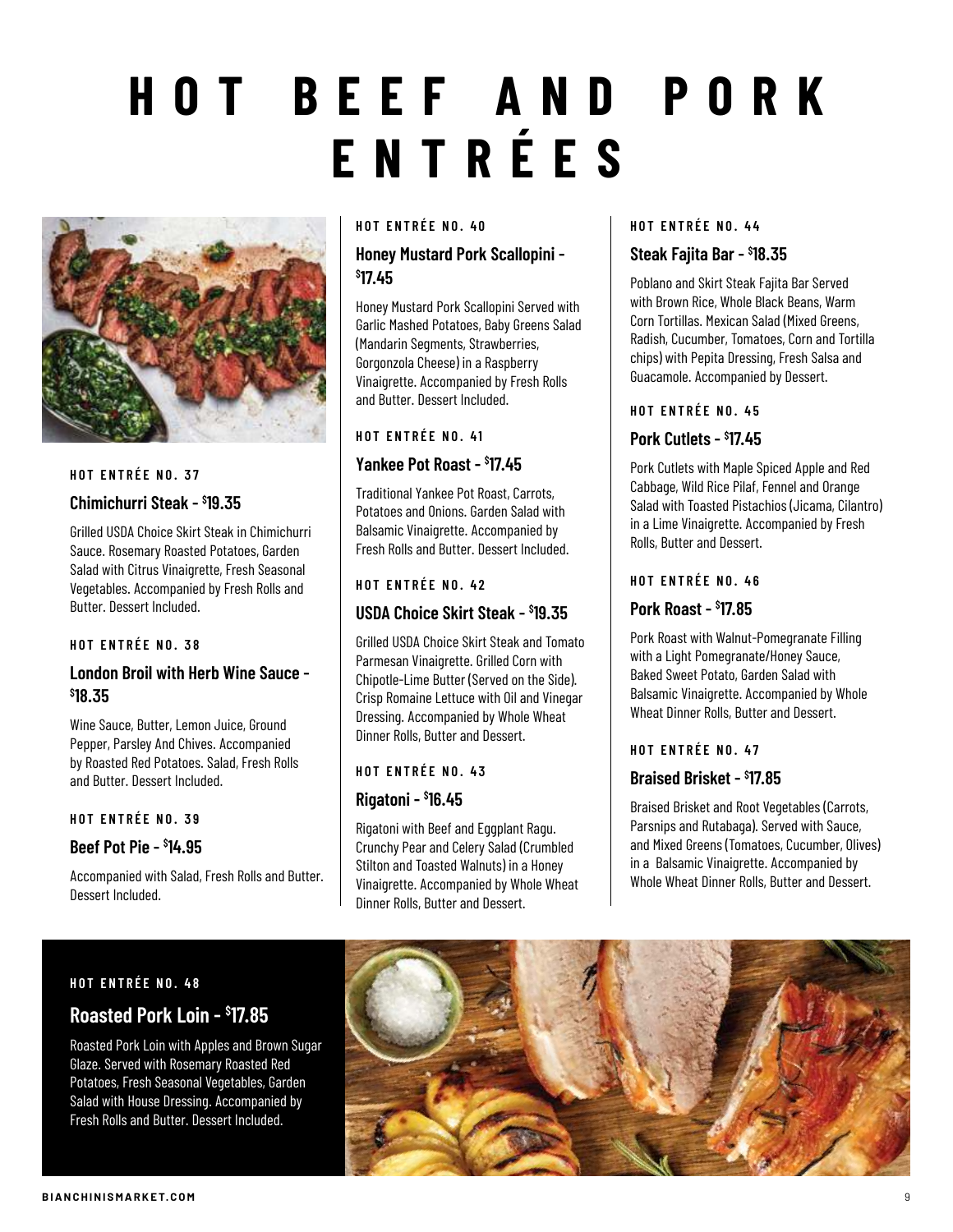# HOT BEEF AND PORK ENTRÉES

#### HOT ENTRÉE NO. 37

### Chimichurri Steak - $19.35

Grilled USDA Choice Skirt Steak in Chimichurri Sauce. Rosemary Roasted Potatoes, Garden Salad with Citrus Vinaigrette, Fresh Seasonal Vegetables. Accompanied by Fresh Rolls and Butter. Dessert Included.

#### HOT ENTRÉE NO. 38

### London Broil with Herb Wine Sauce - $18.35

Wine Sauce, Butter, Lemon Juice, Ground Pepper, Parsley And Chives. Accompanied by Roasted Red Potatoes. Salad, Fresh Rolls and Butter. Dessert Included.

#### HOT ENTRÉE NO. 39

### Beef Pot Pie - $14.95

Accompanied with Salad, Fresh Rolls and Butter. Dessert Included.

#### HOT ENTRÉE NO. 40

### Honey Mustard Pork Scallopini - $17.45

Honey Mustard Pork Scallopini Served with Garlic Mashed Potatoes, Baby Greens Salad (Mandarin Segments, Strawberries, Gorgonzola Cheese) in a Raspberry Vinaigrette. Accompanied by Fresh Rolls and Butter. Dessert Included.

#### HOT ENTRÉE NO. 41

### Yankee Pot Roast - $17.45

Traditional Yankee Pot Roast, Carrots, Potatoes and Onions. Garden Salad with Balsamic Vinaigrette. Accompanied by Fresh Rolls and Butter. Dessert Included.

#### HOT ENTRÉE NO. 42

### USDA Choice Skirt Steak - $19.35

Grilled USDA Choice Skirt Steak and Tomato Parmesan Vinaigrette. Grilled Corn with Chipotle-Lime Butter (Served on the Side). Crisp Romaine Lettuce with Oil and Vinegar Dressing. Accompanied by Whole Wheat Dinner Rolls, Butter and Dessert.

#### HOT ENTRÉE NO. 43

### Rigatoni - $16.45

Rigatoni with Beef and Eggplant Ragu. Crunchy Pear and Celery Salad (Crumbled Stilton and Toasted Walnuts) in a Honey Vinaigrette. Accompanied by Whole Wheat Dinner Rolls, Butter and Dessert.

#### HOT ENTRÉE NO. 44

### Steak Fajita Bar - $18.35

Poblano and Skirt Steak Fajita Bar Served with Brown Rice, Whole Black Beans, Warm Corn Tortillas. Mexican Salad (Mixed Greens, Radish, Cucumber, Tomatoes, Corn and Tortilla chips) with Pepita Dressing, Fresh Salsa and Guacamole. Accompanied by Dessert.

#### HOT ENTRÉE NO. 45

### Pork Cutlets - $17.45

Pork Cutlets with Maple Spiced Apple and Red Cabbage, Wild Rice Pilaf, Fennel and Orange Salad with Toasted Pistachios (Jicama, Cilantro) in a Lime Vinaigrette. Accompanied by Fresh Rolls, Butter and Dessert.

#### HOT ENTRÉE NO. 46

### Pork Roast - $17.85

Pork Roast with Walnut-Pomegranate Filling with a Light Pomegranate/Honey Sauce, Baked Sweet Potato, Garden Salad with Balsamic Vinaigrette. Accompanied by Whole Wheat Dinner Rolls, Butter and Dessert.

#### HOT ENTRÉE NO. 47

### Braised Brisket - $17.85

Braised Brisket and Root Vegetables (Carrots, Parsnips and Rutabaga). Served with Sauce, and Mixed Greens (Tomatoes, Cucumber, Olives) in a Balsamic Vinaigrette. Accompanied by Whole Wheat Dinner Rolls, Butter and Dessert.

#### HOT ENTRÉE NO. 48

### Roasted Pork Loin - $17.85

Roasted Pork Loin with Apples and Brown Sugar Glaze. Served with Rosemary Roasted Red Potatoes, Fresh Seasonal Vegetables, Garden Salad with House Dressing. Accompanied by Fresh Rolls and Butter. Dessert Included.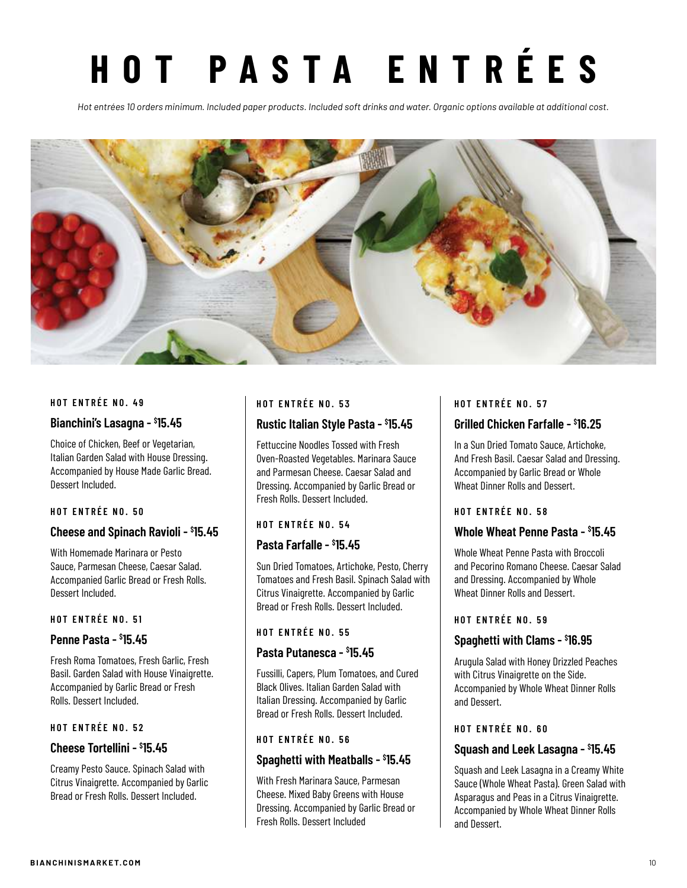# HOT PASTA ENTRÉES

*Hot entrées 10 orders minimum. Included paper products. Included soft drinks and water. Organic options available at additional cost.*

#### HOT ENTRÉE NO. 49

### Bianchini's Lasagna - $15.45

Choice of Chicken, Beef or Vegetarian, Italian Garden Salad with House Dressing. Accompanied by House Made Garlic Bread. Dessert Included.

#### HOT ENTRÉE NO. 50

### Cheese and Spinach Ravioli - $15.45

With Homemade Marinara or Pesto Sauce, Parmesan Cheese, Caesar Salad. Accompanied Garlic Bread or Fresh Rolls. Dessert Included.

#### HOT ENTRÉE NO. 51

### Penne Pasta - $15.45

Fresh Roma Tomatoes, Fresh Garlic, Fresh Basil. Garden Salad with House Vinaigrette. Accompanied by Garlic Bread or Fresh Rolls. Dessert Included.

#### HOT ENTRÉE NO. 52

### Cheese Tortellini - $15.45

Creamy Pesto Sauce. Spinach Salad with Citrus Vinaigrette. Accompanied by Garlic Bread or Fresh Rolls. Dessert Included.

#### HOT ENTRÉE NO. 53

### Rustic Italian Style Pasta - $15.45

Fettuccine Noodles Tossed with Fresh Oven-Roasted Vegetables. Marinara Sauce and Parmesan Cheese. Caesar Salad and Dressing. Accompanied by Garlic Bread or Fresh Rolls. Dessert Included.

#### HOT ENTRÉE NO. 54

### Pasta Farfalle - $15.45

Sun Dried Tomatoes, Artichoke, Pesto, Cherry Tomatoes and Fresh Basil. Spinach Salad with Citrus Vinaigrette. Accompanied by Garlic Bread or Fresh Rolls. Dessert Included.

#### HOT ENTRÉE NO. 55

### Pasta Putanesca - $15.45

Fussilli, Capers, Plum Tomatoes, and Cured Black Olives. Italian Garden Salad with Italian Dressing. Accompanied by Garlic Bread or Fresh Rolls. Dessert Included.

#### HOT ENTRÉE NO. 56

### Spaghetti with Meatballs - $15.45

With Fresh Marinara Sauce, Parmesan Cheese. Mixed Baby Greens with House Dressing. Accompanied by Garlic Bread or Fresh Rolls. Dessert Included

#### HOT ENTRÉE NO. 57

### Grilled Chicken Farfalle - $16.25

In a Sun Dried Tomato Sauce, Artichoke, And Fresh Basil. Caesar Salad and Dressing. Accompanied by Garlic Bread or Whole Wheat Dinner Rolls and Dessert.

#### HOT ENTRÉE NO. 58

### Whole Wheat Penne Pasta - $15.45

Whole Wheat Penne Pasta with Broccoli and Pecorino Romano Cheese. Caesar Salad and Dressing. Accompanied by Whole Wheat Dinner Rolls and Dessert.

#### HOT ENTRÉE NO. 59

### Spaghetti with Clams - $16.95

Arugula Salad with Honey Drizzled Peaches with Citrus Vinaigrette on the Side. Accompanied by Whole Wheat Dinner Rolls and Dessert.

#### HOT ENTRÉE NO. 60

### Squash and Leek Lasagna - $15.45

Squash and Leek Lasagna in a Creamy White Sauce (Whole Wheat Pasta). Green Salad with Asparagus and Peas in a Citrus Vinaigrette. Accompanied by Whole Wheat Dinner Rolls and Dessert.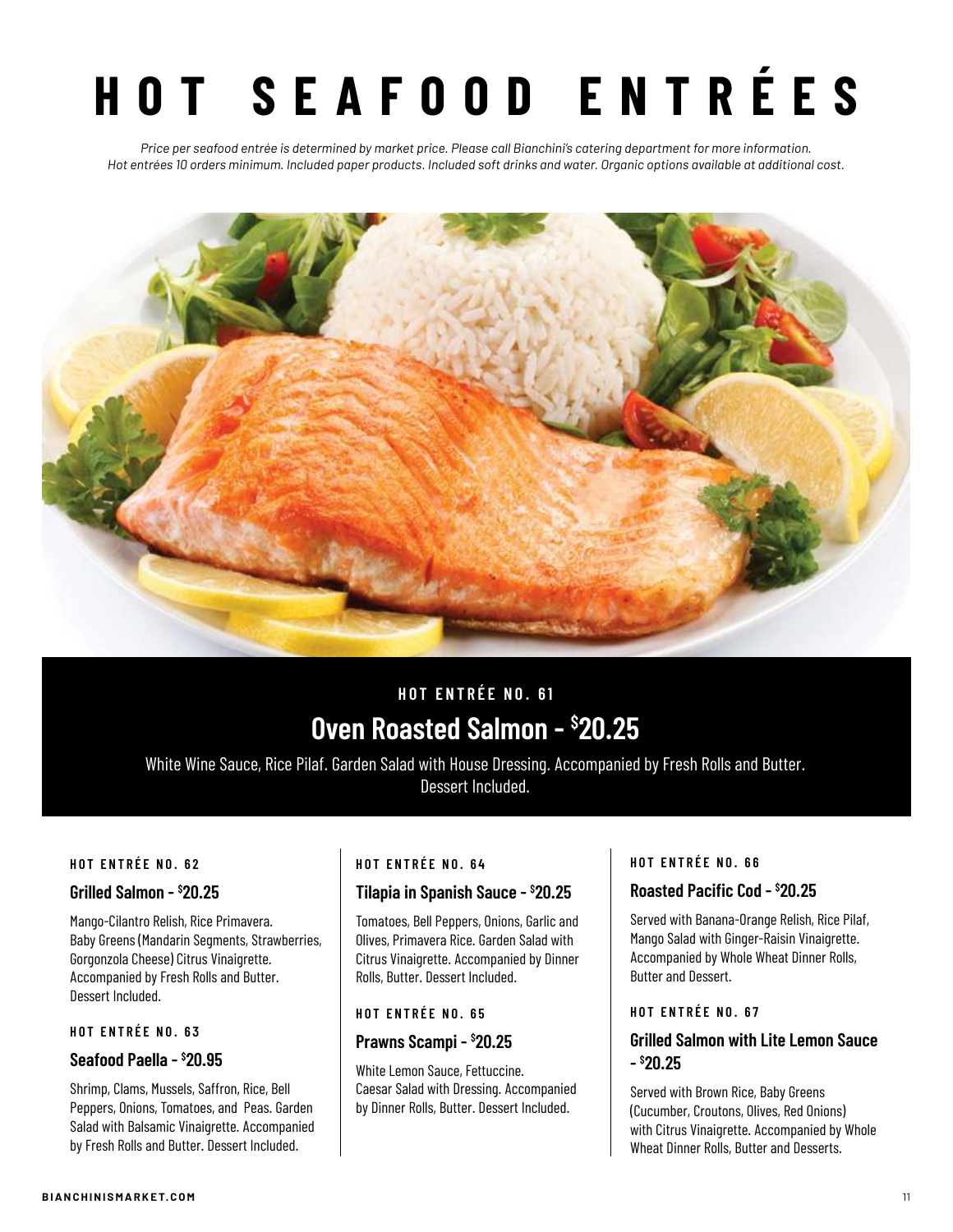# HOT SEAFOOD ENTRÉES

*Price per seafood entrée is determined by market price. Please call Bianchini's catering department for more information.*
*Hot entrées 10 orders minimum. Included paper products. Included soft drinks and water. Organic options available at additional cost.*

#### HOT ENTRÉE NO. 61

### Oven Roasted Salmon - $20.25

White Wine Sauce, Rice Pilaf. Garden Salad with House Dressing. Accompanied by Fresh Rolls and Butter. Dessert Included.

#### HOT ENTRÉE NO. 62

### Grilled Salmon - $20.25

Mango-Cilantro Relish, Rice Primavera. Baby Greens (Mandarin Segments, Strawberries, Gorgonzola Cheese) Citrus Vinaigrette. Accompanied by Fresh Rolls and Butter. Dessert Included.

#### HOT ENTRÉE NO. 63

### Seafood Paella - $20.95

Shrimp, Clams, Mussels, Saffron, Rice, Bell Peppers, Onions, Tomatoes, and Peas. Garden Salad with Balsamic Vinaigrette. Accompanied by Fresh Rolls and Butter. Dessert Included.

#### HOT ENTRÉE NO. 64

### Tilapia in Spanish Sauce - $20.25

Tomatoes, Bell Peppers, Onions, Garlic and Olives, Primavera Rice. Garden Salad with Citrus Vinaigrette. Accompanied by Dinner Rolls, Butter. Dessert Included.

#### HOT ENTRÉE NO. 65

### Prawns Scampi - $20.25

White Lemon Sauce, Fettuccine. Caesar Salad with Dressing. Accompanied by Dinner Rolls, Butter. Dessert Included.

#### HOT ENTRÉE NO. 66

### Roasted Pacific Cod - $20.25

Served with Banana-Orange Relish, Rice Pilaf, Mango Salad with Ginger-Raisin Vinaigrette. Accompanied by Whole Wheat Dinner Rolls, Butter and Dessert.

#### HOT ENTRÉE NO. 67

### Grilled Salmon with Lite Lemon Sauce - $20.25

Served with Brown Rice, Baby Greens (Cucumber, Croutons, Olives, Red Onions) with Citrus Vinaigrette. Accompanied by Whole Wheat Dinner Rolls, Butter and Desserts.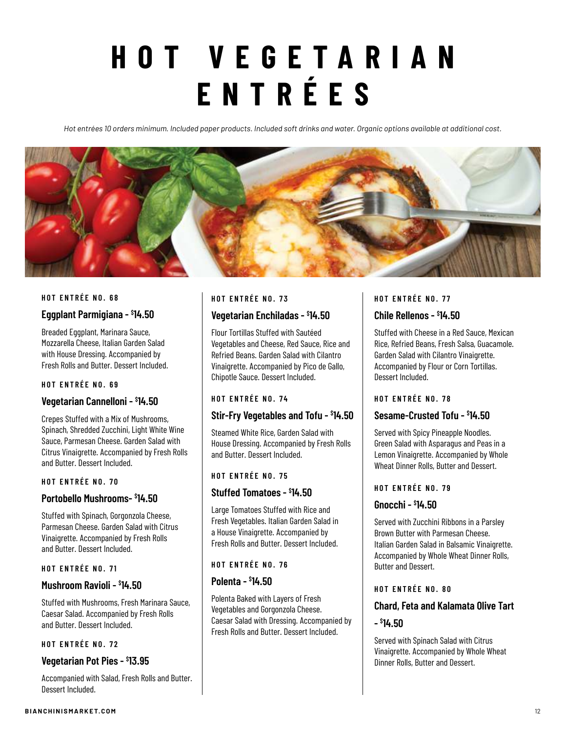# HOT VEGETARIAN ENTRÉES

*Hot entrées 10 orders minimum. Included paper products. Included soft drinks and water. Organic options available at additional cost.*

**HOT ENTRÉE NO. 68**

### Eggplant Parmigiana - $14.50

Breaded Eggplant, Marinara Sauce, Mozzarella Cheese, Italian Garden Salad with House Dressing. Accompanied by Fresh Rolls and Butter. Dessert Included.

**HOT ENTRÉE NO. 69**

### Vegetarian Cannelloni - $14.50

Crepes Stuffed with a Mix of Mushrooms, Spinach, Shredded Zucchini, Light White Wine Sauce, Parmesan Cheese. Garden Salad with Citrus Vinaigrette. Accompanied by Fresh Rolls and Butter. Dessert Included.

**HOT ENTRÉE NO. 70**

### Portobello Mushrooms- $14.50

Stuffed with Spinach, Gorgonzola Cheese, Parmesan Cheese. Garden Salad with Citrus Vinaigrette. Accompanied by Fresh Rolls and Butter. Dessert Included.

**HOT ENTRÉE NO. 71**

### Mushroom Ravioli - $14.50

Stuffed with Mushrooms, Fresh Marinara Sauce, Caesar Salad. Accompanied by Fresh Rolls and Butter. Dessert Included.

**HOT ENTRÉE NO. 72**

### Vegetarian Pot Pies - $13.95

Accompanied with Salad, Fresh Rolls and Butter. Dessert Included.

**HOT ENTRÉE NO. 73**

### Vegetarian Enchiladas - $14.50

Flour Tortillas Stuffed with Sautéed Vegetables and Cheese, Red Sauce, Rice and Refried Beans. Garden Salad with Cilantro Vinaigrette. Accompanied by Pico de Gallo, Chipotle Sauce. Dessert Included.

**HOT ENTRÉE NO. 74**

### Stir-Fry Vegetables and Tofu - $14.50

Steamed White Rice, Garden Salad with House Dressing. Accompanied by Fresh Rolls and Butter. Dessert Included.

**HOT ENTRÉE NO. 75**

### Stuffed Tomatoes - $14.50

Large Tomatoes Stuffed with Rice and Fresh Vegetables. Italian Garden Salad in a House Vinaigrette. Accompanied by Fresh Rolls and Butter. Dessert Included.

**HOT ENTRÉE NO. 76**

### Polenta - $14.50

Polenta Baked with Layers of Fresh Vegetables and Gorgonzola Cheese. Caesar Salad with Dressing. Accompanied by Fresh Rolls and Butter. Dessert Included.

**HOT ENTRÉE NO. 77**

### Chile Rellenos - $14.50

Stuffed with Cheese in a Red Sauce, Mexican Rice, Refried Beans, Fresh Salsa, Guacamole. Garden Salad with Cilantro Vinaigrette. Accompanied by Flour or Corn Tortillas. Dessert Included.

**HOT ENTRÉE NO. 78**

### Sesame-Crusted Tofu - $14.50

Served with Spicy Pineapple Noodles. Green Salad with Asparagus and Peas in a Lemon Vinaigrette. Accompanied by Whole Wheat Dinner Rolls, Butter and Dessert.

**HOT ENTRÉE NO. 79**

### Gnocchi - $14.50

Served with Zucchini Ribbons in a Parsley Brown Butter with Parmesan Cheese. Italian Garden Salad in Balsamic Vinaigrette. Accompanied by Whole Wheat Dinner Rolls, Butter and Dessert.

**HOT ENTRÉE NO. 80**

### Chard, Feta and Kalamata Olive Tart - $14.50

Served with Spinach Salad with Citrus Vinaigrette. Accompanied by Whole Wheat Dinner Rolls, Butter and Dessert.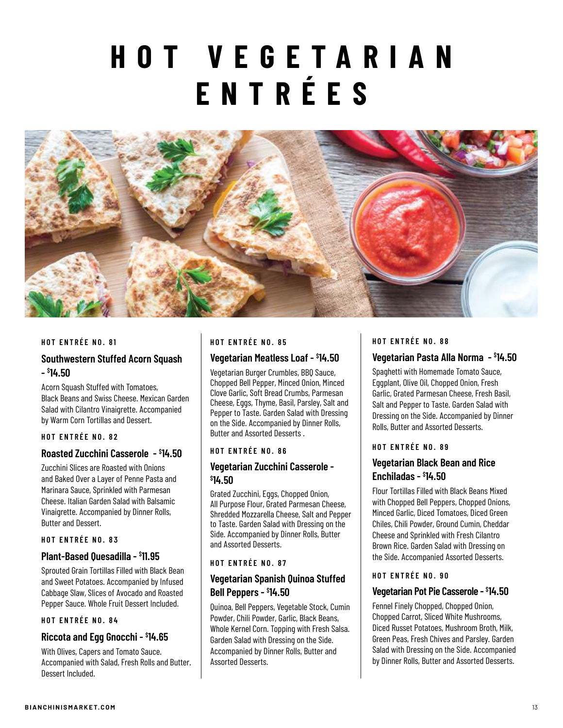# HOT VEGETARIAN ENTRÉES

#### HOT ENTRÉE NO. 81

### Southwestern Stuffed Acorn Squash - $14.50

Acorn Squash Stuffed with Tomatoes, Black Beans and Swiss Cheese. Mexican Garden Salad with Cilantro Vinaigrette. Accompanied by Warm Corn Tortillas and Dessert.

#### HOT ENTRÉE NO. 82

### Roasted Zucchini Casserole - $14.50

Zucchini Slices are Roasted with Onions and Baked Over a Layer of Penne Pasta and Marinara Sauce, Sprinkled with Parmesan Cheese. Italian Garden Salad with Balsamic Vinaigrette. Accompanied by Dinner Rolls, Butter and Dessert.

#### HOT ENTRÉE NO. 83

### Plant-Based Quesadilla - $11.95

Sprouted Grain Tortillas Filled with Black Bean and Sweet Potatoes. Accompanied by Infused Cabbage Slaw, Slices of Avocado and Roasted Pepper Sauce. Whole Fruit Dessert Included.

#### HOT ENTRÉE NO. 84

### Riccota and Egg Gnocchi - $14.65

With Olives, Capers and Tomato Sauce. Accompanied with Salad, Fresh Rolls and Butter. Dessert Included.

#### HOT ENTRÉE NO. 85

### Vegetarian Meatless Loaf - $14.50

Vegetarian Burger Crumbles, BBQ Sauce, Chopped Bell Pepper, Minced Onion, Minced Clove Garlic, Soft Bread Crumbs, Parmesan Cheese, Eggs, Thyme, Basil, Parsley, Salt and Pepper to Taste. Garden Salad with Dressing on the Side. Accompanied by Dinner Rolls, Butter and Assorted Desserts .

#### HOT ENTRÉE NO. 86

### Vegetarian Zucchini Casserole - $14.50

Grated Zucchini, Eggs, Chopped Onion, All Purpose Flour, Grated Parmesan Cheese, Shredded Mozzarella Cheese, Salt and Pepper to Taste. Garden Salad with Dressing on the Side. Accompanied by Dinner Rolls, Butter and Assorted Desserts.

#### HOT ENTRÉE NO. 87

### Vegetarian Spanish Quinoa Stuffed Bell Peppers - $14.50

Quinoa, Bell Peppers, Vegetable Stock, Cumin Powder, Chili Powder, Garlic, Black Beans, Whole Kernel Corn. Topping with Fresh Salsa. Garden Salad with Dressing on the Side. Accompanied by Dinner Rolls, Butter and Assorted Desserts.

#### HOT ENTRÉE NO. 88

### Vegetarian Pasta Alla Norma - $14.50

Spaghetti with Homemade Tomato Sauce, Eggplant, Olive Oil, Chopped Onion, Fresh Garlic, Grated Parmesan Cheese, Fresh Basil, Salt and Pepper to Taste. Garden Salad with Dressing on the Side. Accompanied by Dinner Rolls, Butter and Assorted Desserts.

#### HOT ENTRÉE NO. 89

### Vegetarian Black Bean and Rice Enchiladas - $14.50

Flour Tortillas Filled with Black Beans Mixed with Chopped Bell Peppers, Chopped Onions, Minced Garlic, Diced Tomatoes, Diced Green Chiles, Chili Powder, Ground Cumin, Cheddar Cheese and Sprinkled with Fresh Cilantro Brown Rice. Garden Salad with Dressing on the Side. Accompanied Assorted Desserts.

#### HOT ENTRÉE NO. 90

### Vegetarian Pot Pie Casserole - $14.50

Fennel Finely Chopped, Chopped Onion, Chopped Carrot, Sliced White Mushrooms, Diced Russet Potatoes, Mushroom Broth, Milk, Green Peas, Fresh Chives and Parsley. Garden Salad with Dressing on the Side. Accompanied by Dinner Rolls, Butter and Assorted Desserts.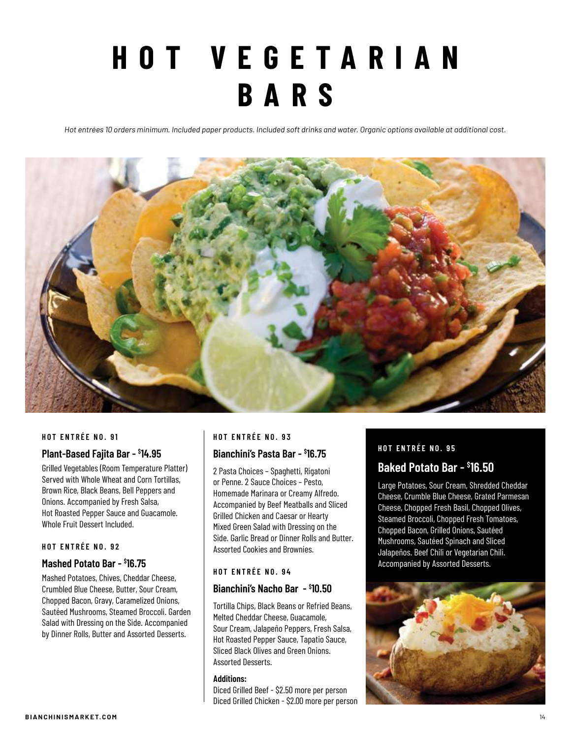# HOT VEGETARIAN BARS

*Hot entrées 10 orders minimum. Included paper products. Included soft drinks and water. Organic options available at additional cost.*

#### HOT ENTRÉE NO. 91

### Plant-Based Fajita Bar - $14.95

Grilled Vegetables (Room Temperature Platter) Served with Whole Wheat and Corn Tortillas, Brown Rice, Black Beans, Bell Peppers and Onions. Accompanied by Fresh Salsa, Hot Roasted Pepper Sauce and Guacamole. Whole Fruit Dessert Included.

#### HOT ENTRÉE NO. 92

### Mashed Potato Bar - $16.75

Mashed Potatoes, Chives, Cheddar Cheese, Crumbled Blue Cheese, Butter, Sour Cream, Chopped Bacon, Gravy, Caramelized Onions, Sautéed Mushrooms, Steamed Broccoli. Garden Salad with Dressing on the Side. Accompanied by Dinner Rolls, Butter and Assorted Desserts.

#### HOT ENTRÉE NO. 93

### Bianchini's Pasta Bar - $16.75

2 Pasta Choices – Spaghetti, Rigatoni or Penne. 2 Sauce Choices – Pesto, Homemade Marinara or Creamy Alfredo. Accompanied by Beef Meatballs and Sliced Grilled Chicken and Caesar or Hearty Mixed Green Salad with Dressing on the Side. Garlic Bread or Dinner Rolls and Butter. Assorted Cookies and Brownies.

#### HOT ENTRÉE NO. 94

### Bianchini's Nacho Bar - $10.50

Tortilla Chips, Black Beans or Refried Beans, Melted Cheddar Cheese, Guacamole, Sour Cream, Jalapeño Peppers, Fresh Salsa, Hot Roasted Pepper Sauce, Tapatio Sauce, Sliced Black Olives and Green Onions. Assorted Desserts.

**Additions:**
Diced Grilled Beef - $2.50 more per person
Diced Grilled Chicken - $2.00 more per person

#### HOT ENTRÉE NO. 95

### Baked Potato Bar - $16.50

Large Potatoes, Sour Cream, Shredded Cheddar Cheese, Crumble Blue Cheese, Grated Parmesan Cheese, Chopped Fresh Basil, Chopped Olives, Steamed Broccoli, Chopped Fresh Tomatoes, Chopped Bacon, Grilled Onions, Sautéed Mushrooms, Sautéed Spinach and Sliced Jalapeños. Beef Chili or Vegetarian Chili. Accompanied by Assorted Desserts.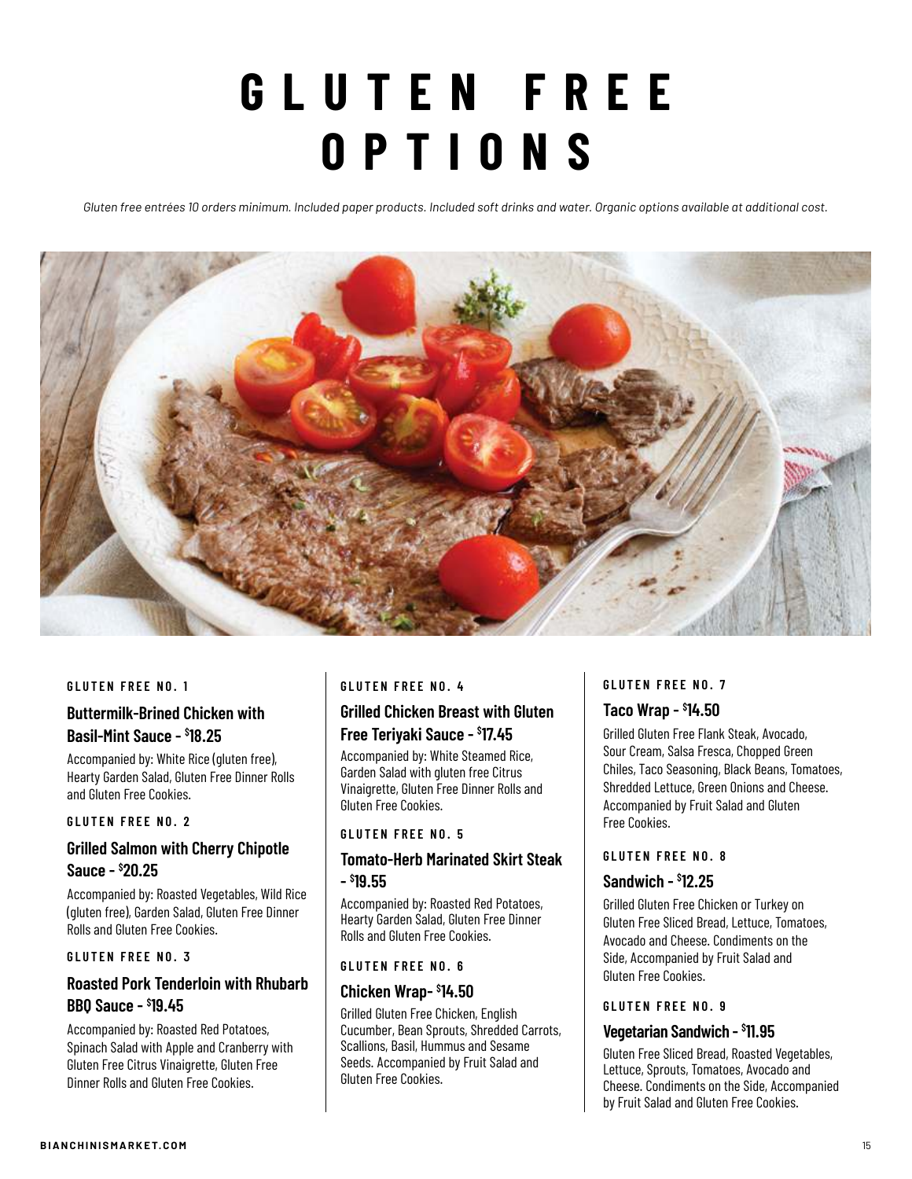# GLUTEN FREE OPTIONS

*Gluten free entrées 10 orders minimum. Included paper products. Included soft drinks and water. Organic options available at additional cost.*

**GLUTEN FREE NO. 1**

### Buttermilk-Brined Chicken with Basil-Mint Sauce - $18.25

Accompanied by: White Rice (gluten free), Hearty Garden Salad, Gluten Free Dinner Rolls and Gluten Free Cookies.

**GLUTEN FREE NO. 2**

### Grilled Salmon with Cherry Chipotle Sauce - $20.25

Accompanied by: Roasted Vegetables, Wild Rice (gluten free), Garden Salad, Gluten Free Dinner Rolls and Gluten Free Cookies.

**GLUTEN FREE NO. 3**

### Roasted Pork Tenderloin with Rhubarb BBQ Sauce - $19.45

Accompanied by: Roasted Red Potatoes, Spinach Salad with Apple and Cranberry with Gluten Free Citrus Vinaigrette, Gluten Free Dinner Rolls and Gluten Free Cookies.

**GLUTEN FREE NO. 4**

### Grilled Chicken Breast with Gluten Free Teriyaki Sauce - $17.45

Accompanied by: White Steamed Rice, Garden Salad with gluten free Citrus Vinaigrette, Gluten Free Dinner Rolls and Gluten Free Cookies.

**GLUTEN FREE NO. 5**

### Tomato-Herb Marinated Skirt Steak - $19.55

Accompanied by: Roasted Red Potatoes, Hearty Garden Salad, Gluten Free Dinner Rolls and Gluten Free Cookies.

**GLUTEN FREE NO. 6**

### Chicken Wrap- $14.50

Grilled Gluten Free Chicken, English Cucumber, Bean Sprouts, Shredded Carrots, Scallions, Basil, Hummus and Sesame Seeds. Accompanied by Fruit Salad and Gluten Free Cookies.

**GLUTEN FREE NO. 7**

### Taco Wrap - $14.50

Grilled Gluten Free Flank Steak, Avocado, Sour Cream, Salsa Fresca, Chopped Green Chiles, Taco Seasoning, Black Beans, Tomatoes, Shredded Lettuce, Green Onions and Cheese. Accompanied by Fruit Salad and Gluten Free Cookies.

**GLUTEN FREE NO. 8**

### Sandwich - $12.25

Grilled Gluten Free Chicken or Turkey on Gluten Free Sliced Bread, Lettuce, Tomatoes, Avocado and Cheese. Condiments on the Side, Accompanied by Fruit Salad and Gluten Free Cookies.

**GLUTEN FREE NO. 9**

### Vegetarian Sandwich - $11.95

Gluten Free Sliced Bread, Roasted Vegetables, Lettuce, Sprouts, Tomatoes, Avocado and Cheese. Condiments on the Side, Accompanied by Fruit Salad and Gluten Free Cookies.